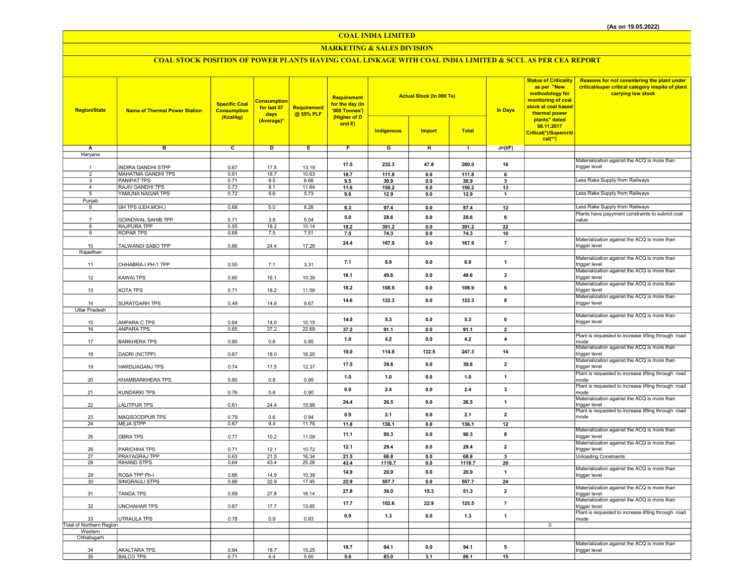(As on 19.05.2022)

# COAL INDIA LIMITED

## MARKETING & SALES DIVISION

### COAL STOCK POSITION OF POWER PLANTS HAVING COAL LINKAGE WITH COAL INDIA LIMITED & SCCL AS PER CEA REPORT

| Region/State | Name of Thermal Power Station | Specific Coal Consumption (Kcal/kg) | Consumption for last 07 days (Average)* | Requirement @ 55% PLF | Requirement for the day (In '000 Tonnes') (Higher of D and E) | Actual Stock (In 000 Te) | | | In Days | Status of Criticality as per "New methodology for monitoring of coal stock at coal based thermal power plants" dated 08.11.2017 Critical(*)/Supercritical(**) | Reasons for not considering the plant under critical/super critical category inspite of plant carrying low stock |
|---|---|---|---|---|---|---|---|---|---|---|---|
| | | | | | | Indigenous | Import | Total | | | |
| A | B | C | D | E | F | G | H | I | J=(I/F) | | |
| Haryana | | | | | | | | | | | |
| 1 | INDIRA GANDHI STPP | 0.67 | 17.5 | 13.19 | 17.5 | 232.3 | 47.8 | 280.0 | 16 | | Materialization against the ACQ is more than trigger level |
| 2 | MAHATMA GANDHI TPS | 0.61 | 18.7 | 10.63 | 18.7 | 111.8 | 0.0 | 111.8 | 6 | | |
| 3 | PANIPAT TPS | 0.71 | 9.5 | 6.68 | 9.5 | 30.9 | 0.0 | 30.9 | 3 | | Less Rake Supply from Railways |
| 4 | RAJIV GANDHI TPS | 0.73 | 9.1 | 11.64 | 11.6 | 150.2 | 0.0 | 150.2 | 13 | | |
| 5 | YAMUNA NAGAR TPS | 0.72 | 9.6 | 5.73 | 9.6 | 12.9 | 0.0 | 12.9 | 1 | | Less Rake Supply from Railways |
| Punjab | | | | | | | | | | | |
| 6 | GH TPS (LEH.MOH.) | 0.68 | 5.0 | 8.28 | 8.3 | 97.4 | 0.0 | 97.4 | 12 | | Less Rake Supply from Railways |
| 7 | GOINDWAL SAHIB TPP | 0.71 | 3.8 | 5.04 | 5.0 | 28.6 | 0.0 | 28.6 | 6 | | Plants have payyment constraints to submit coal value |
| 8 | RAJPURA TPP | 0.55 | 18.2 | 10.14 | 18.2 | 391.2 | 0.0 | 391.2 | 22 | | |
| 9 | ROPAR TPS | 0.68 | 7.5 | 7.51 | 7.5 | 74.3 | 0.0 | 74.3 | 10 | | |
| 10 | TALWANDI SABO TPP | 0.66 | 24.4 | 17.29 | 24.4 | 167.9 | 0.0 | 167.9 | 7 | | Materialization against the ACQ is more than trigger level |
| Rajasthan | | | | | | | | | | | |
| 11 | CHHABRA-I PH-1 TPP | 0.50 | 7.1 | 3.31 | 7.1 | 8.9 | 0.0 | 8.9 | 1 | | Materialization against the ACQ is more than trigger level |
| 12 | KAWAI TPS | 0.60 | 16.1 | 10.39 | 16.1 | 49.6 | 0.0 | 49.6 | 3 | | Materialization against the ACQ is more than trigger level |
| 13 | KOTA TPS | 0.71 | 18.2 | 11.59 | 18.2 | 108.9 | 0.0 | 108.9 | 6 | | Materialization against the ACQ is more than trigger level |
| 14 | SURATGARH TPS | 0.49 | 14.6 | 9.67 | 14.6 | 122.3 | 0.0 | 122.3 | 8 | | Materialization against the ACQ is more than trigger level |
| Uttar Pradesh | | | | | | | | | | | |
| 15 | ANPARA C TPS | 0.64 | 14.0 | 10.15 | 14.0 | 5.3 | 0.0 | 5.3 | 0 | | Materialization against the ACQ is more than trigger level |
| 16 | ANPARA TPS | 0.65 | 37.2 | 22.69 | 37.2 | 91.1 | 0.0 | 91.1 | 2 | | |
| 17 | BARKHERA TPS | 0.80 | 0.6 | 0.95 | 1.0 | 4.2 | 0.0 | 4.2 | 4 | | Plant is requested to increase lifting through road mode |
| 18 | DADRI (NCTPP) | 0.67 | 18.0 | 16.20 | 18.0 | 114.8 | 132.5 | 247.3 | 14 | | Materialization against the ACQ is more than trigger level |
| 19 | HARDUAGANJ TPS | 0.74 | 17.5 | 12.37 | 17.5 | 39.8 | 0.0 | 39.8 | 2 | | Materialization against the ACQ is more than trigger level |
| 20 | KHAMBARKHERA TPS | 0.80 | 0.8 | 0.95 | 1.0 | 1.0 | 0.0 | 1.0 | 1 | | Plant is requested to increase lifting through road mode |
| 21 | KUNDARKI TPS | 0.76 | 0.8 | 0.90 | 0.9 | 2.4 | 0.0 | 2.4 | 3 | | Plant is requested to increase lifting through road mode |
| 22 | LALITPUR TPS | 0.61 | 24.4 | 15.99 | 24.4 | 26.5 | 0.0 | 26.5 | 1 | | Materialization against the ACQ is more than trigger level |
| 23 | MAQSOODPUR TPS | 0.79 | 0.6 | 0.94 | 0.9 | 2.1 | 0.0 | 2.1 | 2 | | Plant is requested to increase lifting through road mode |
| 24 | MEJA STPP | 0.67 | 9.4 | 11.76 | 11.8 | 136.1 | 0.0 | 136.1 | 12 | | |
| 25 | OBRA TPS | 0.77 | 10.2 | 11.09 | 11.1 | 90.3 | 0.0 | 90.3 | 8 | | Materialization against the ACQ is more than trigger level |
| 26 | PARICHHA TPS | 0.71 | 12.1 | 10.72 | 12.1 | 29.4 | 0.0 | 29.4 | 2 | | Materialization against the ACQ is more than trigger level |
| 27 | PRAYAGRAJ TPP | 0.63 | 21.5 | 16.34 | 21.5 | 68.8 | 0.0 | 68.8 | 3 | | Unloading Constraints |
| 28 | RIHAND STPS | 0.64 | 43.4 | 25.28 | 43.4 | 1118.7 | 0.0 | 1118.7 | 26 | | |
| 29 | ROSA TPP Ph-I | 0.66 | 14.9 | 10.39 | 14.9 | 20.9 | 0.0 | 20.9 | 1 | | Materialization against the ACQ is more than trigger level |
| 30 | SINGRAULI STPS | 0.66 | 22.9 | 17.45 | 22.9 | 557.7 | 0.0 | 557.7 | 24 | | |
| 31 | TANDA TPS | 0.69 | 27.8 | 16.14 | 27.8 | 36.0 | 15.3 | 51.3 | 2 | | Materialization against the ACQ is more than trigger level |
| 32 | UNCHAHAR TPS | 0.67 | 17.7 | 13.65 | 17.7 | 102.6 | 22.9 | 125.5 | 7 | | Materialization against the ACQ is more than trigger level |
| 33 | UTRAULA TPS | 0.78 | 0.9 | 0.93 | 0.9 | 1.3 | 0.0 | 1.3 | 1 | | Plant is requested to increase lifting through road mode |
| Total of Northern Region | | | | | | | | | | 0 | |
| Western | | | | | | | | | | | |
| Chhatisgarh | | | | | | | | | | | |
| 34 | AKALTARA TPS | 0.64 | 18.7 | 15.25 | 18.7 | 94.1 | 0.0 | 94.1 | 5 | | Materialization against the ACQ is more than trigger level |
| 35 | BALCO TPS | 0.71 | 4.4 | 5.60 | 5.6 | 83.0 | 3.1 | 86.1 | 15 | | |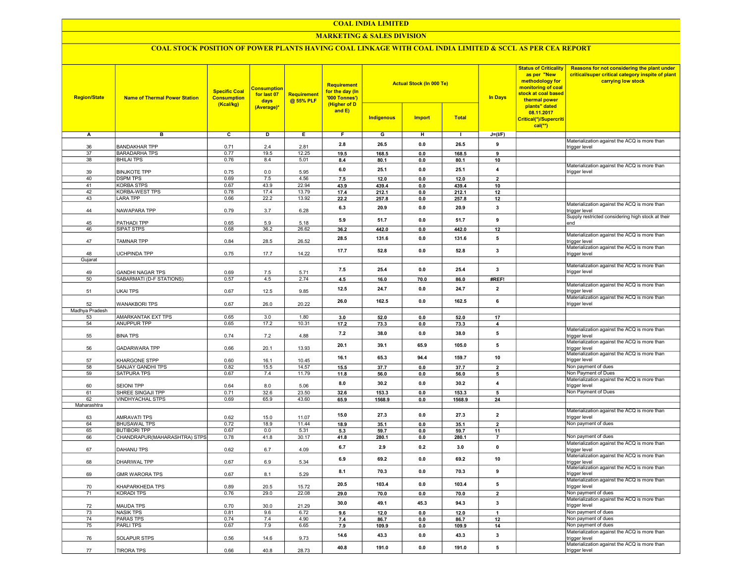# COAL INDIA LIMITED

## MARKETING & SALES DIVISION

### COAL STOCK POSITION OF POWER PLANTS HAVING COAL LINKAGE WITH COAL INDIA LIMITED & SCCL AS PER CEA REPORT

| Region/State | Name of Thermal Power Station | Specific Coal Consumption (Kcal/kg) | Consumption for last 07 days (Average)* | Requirement @ 55% PLF | Requirement for the day (In '000 Tonnes') (Higher of D and E) | Actual Stock (In 000 Te) | | | In Days | Status of Criticality as per "New methodology for monitoring of coal stock at coal based thermal power plants" dated 08.11.2017 Critical(*)/Supercritical(**) | Reasons for not considering the plant under critical/super critical category inspite of plant carrying low stock |
|---|---|---|---|---|---|---|---|---|---|---|---|
| | | | | | | Indigenous | Import | Total | | | |
| A | B | C | D | E | F | G | H | I | J=(I/F) | | |
| 36 | BANDAKHAR TPP | 0.71 | 2.4 | 2.81 | 2.8 | 26.5 | 0.0 | 26.5 | 9 | | Materialization against the ACQ is more than trigger level |
| 37 | BARADARHA TPS | 0.77 | 19.5 | 12.25 | 19.5 | 168.5 | 0.0 | 168.5 | 9 | | |
| 38 | BHILAI TPS | 0.76 | 8.4 | 5.01 | 8.4 | 80.1 | 0.0 | 80.1 | 10 | | |
| 39 | BINJKOTE TPP | 0.75 | 0.0 | 5.95 | 6.0 | 25.1 | 0.0 | 25.1 | 4 | | Materialization against the ACQ is more than trigger level |
| 40 | DSPM TPS | 0.69 | 7.5 | 4.56 | 7.5 | 12.0 | 0.0 | 12.0 | 2 | | |
| 41 | KORBA STPS | 0.67 | 43.9 | 22.94 | 43.9 | 439.4 | 0.0 | 439.4 | 10 | | |
| 42 | KORBA-WEST TPS | 0.78 | 17.4 | 13.79 | 17.4 | 212.1 | 0.0 | 212.1 | 12 | | |
| 43 | LARA TPP | 0.66 | 22.2 | 13.92 | 22.2 | 257.8 | 0.0 | 257.8 | 12 | | |
| 44 | NAWAPARA TPP | 0.79 | 3.7 | 6.28 | 6.3 | 20.9 | 0.0 | 20.9 | 3 | | Materialization against the ACQ is more than trigger level |
| 45 | PATHADI TPP | 0.65 | 5.9 | 5.18 | 5.9 | 51.7 | 0.0 | 51.7 | 9 | | Supply restricted considering high stock at their end |
| 46 | SIPAT STPS | 0.68 | 36.2 | 26.62 | 36.2 | 442.0 | 0.0 | 442.0 | 12 | | |
| 47 | TAMNAR TPP | 0.84 | 28.5 | 26.52 | 28.5 | 131.6 | 0.0 | 131.6 | 5 | | Materialization against the ACQ is more than trigger level |
| 48 | UCHPINDA TPP | 0.75 | 17.7 | 14.22 | 17.7 | 52.8 | 0.0 | 52.8 | 3 | | Materialization against the ACQ is more than trigger level |
| Gujarat | | | | | | | | | | | |
| 49 | GANDHI NAGAR TPS | 0.69 | 7.5 | 5.71 | 7.5 | 25.4 | 0.0 | 25.4 | 3 | | Materialization against the ACQ is more than trigger level |
| 50 | SABARMATI (D-F STATIONS) | 0.57 | 4.5 | 2.74 | 4.5 | 16.0 | 70.0 | 86.0 | #REF! | | |
| 51 | UKAI TPS | 0.67 | 12.5 | 9.85 | 12.5 | 24.7 | 0.0 | 24.7 | 2 | | Materialization against the ACQ is more than trigger level |
| 52 | WANAKBORI TPS | 0.67 | 26.0 | 20.22 | 26.0 | 162.5 | 0.0 | 162.5 | 6 | | Materialization against the ACQ is more than trigger level |
| Madhya Pradesh | | | | | | | | | | | |
| 53 | AMARKANTAK EXT TPS | 0.65 | 3.0 | 1.80 | 3.0 | 52.0 | 0.0 | 52.0 | 17 | | |
| 54 | ANUPPUR TPP | 0.65 | 17.2 | 10.31 | 17.2 | 73.3 | 0.0 | 73.3 | 4 | | |
| 55 | BINA TPS | 0.74 | 7.2 | 4.88 | 7.2 | 38.0 | 0.0 | 38.0 | 5 | | Materialization against the ACQ is more than trigger level |
| 56 | GADARWARA TPP | 0.66 | 20.1 | 13.93 | 20.1 | 39.1 | 65.9 | 105.0 | 5 | | Materialization against the ACQ is more than trigger level |
| 57 | KHARGONE STPP | 0.60 | 16.1 | 10.45 | 16.1 | 65.3 | 94.4 | 159.7 | 10 | | Materialization against the ACQ is more than trigger level |
| 58 | SANJAY GANDHI TPS | 0.82 | 15.5 | 14.57 | 15.5 | 37.7 | 0.0 | 37.7 | 2 | | Non payment of dues |
| 59 | SATPURA TPS | 0.67 | 7.4 | 11.79 | 11.8 | 56.0 | 0.0 | 56.0 | 5 | | Non Payment of Dues |
| 60 | SEIONI TPP | 0.64 | 8.0 | 5.06 | 8.0 | 30.2 | 0.0 | 30.2 | 4 | | Materialization against the ACQ is more than trigger level |
| 61 | SHREE SINGAJI TPP | 0.71 | 32.6 | 23.50 | 32.6 | 153.3 | 0.0 | 153.3 | 5 | | Non Payment of Dues |
| 62 | VINDHYACHAL STPS | 0.69 | 65.9 | 43.60 | 65.9 | 1568.9 | 0.0 | 1568.9 | 24 | | |
| Maharashtra | | | | | | | | | | | |
| 63 | AMRAVATI TPS | 0.62 | 15.0 | 11.07 | 15.0 | 27.3 | 0.0 | 27.3 | 2 | | Materialization against the ACQ is more than trigger level |
| 64 | BHUSAWAL TPS | 0.72 | 18.9 | 11.44 | 18.9 | 35.1 | 0.0 | 35.1 | 2 | | Non payment of dues |
| 65 | BUTIBORI TPP | 0.67 | 0.0 | 5.31 | 5.3 | 59.7 | 0.0 | 59.7 | 11 | | |
| 66 | CHANDRAPUR(MAHARASHTRA) STPS | 0.78 | 41.8 | 30.17 | 41.8 | 280.1 | 0.0 | 280.1 | 7 | | Non payment of dues |
| 67 | DAHANU TPS | 0.62 | 6.7 | 4.09 | 6.7 | 2.9 | 0.2 | 3.0 | 0 | | Materialization against the ACQ is more than trigger level |
| 68 | DHARIWAL TPP | 0.67 | 6.9 | 5.34 | 6.9 | 69.2 | 0.0 | 69.2 | 10 | | Materialization against the ACQ is more than trigger level |
| 69 | GMR WARORA TPS | 0.67 | 8.1 | 5.29 | 8.1 | 70.3 | 0.0 | 70.3 | 9 | | Materialization against the ACQ is more than trigger level |
| 70 | KHAPARKHEDA TPS | 0.89 | 20.5 | 15.72 | 20.5 | 103.4 | 0.0 | 103.4 | 5 | | Materialization against the ACQ is more than trigger level |
| 71 | KORADI TPS | 0.76 | 29.0 | 22.08 | 29.0 | 70.0 | 0.0 | 70.0 | 2 | | Non payment of dues |
| 72 | MAUDA TPS | 0.70 | 30.0 | 21.29 | 30.0 | 49.1 | 45.3 | 94.3 | 3 | | Materialization against the ACQ is more than trigger level |
| 73 | NASIK TPS | 0.81 | 9.6 | 6.72 | 9.6 | 12.0 | 0.0 | 12.0 | 1 | | Non payment of dues |
| 74 | PARAS TPS | 0.74 | 7.4 | 4.90 | 7.4 | 86.7 | 0.0 | 86.7 | 12 | | Non payment of dues |
| 75 | PARLI TPS | 0.67 | 7.9 | 6.65 | 7.9 | 109.9 | 0.0 | 109.9 | 14 | | Non payment of dues |
| 76 | SOLAPUR STPS | 0.56 | 14.6 | 9.73 | 14.6 | 43.3 | 0.0 | 43.3 | 3 | | Materialization against the ACQ is more than trigger level |
| 77 | TIRORA TPS | 0.66 | 40.8 | 28.73 | 40.8 | 191.0 | 0.0 | 191.0 | 5 | | Materialization against the ACQ is more than trigger level |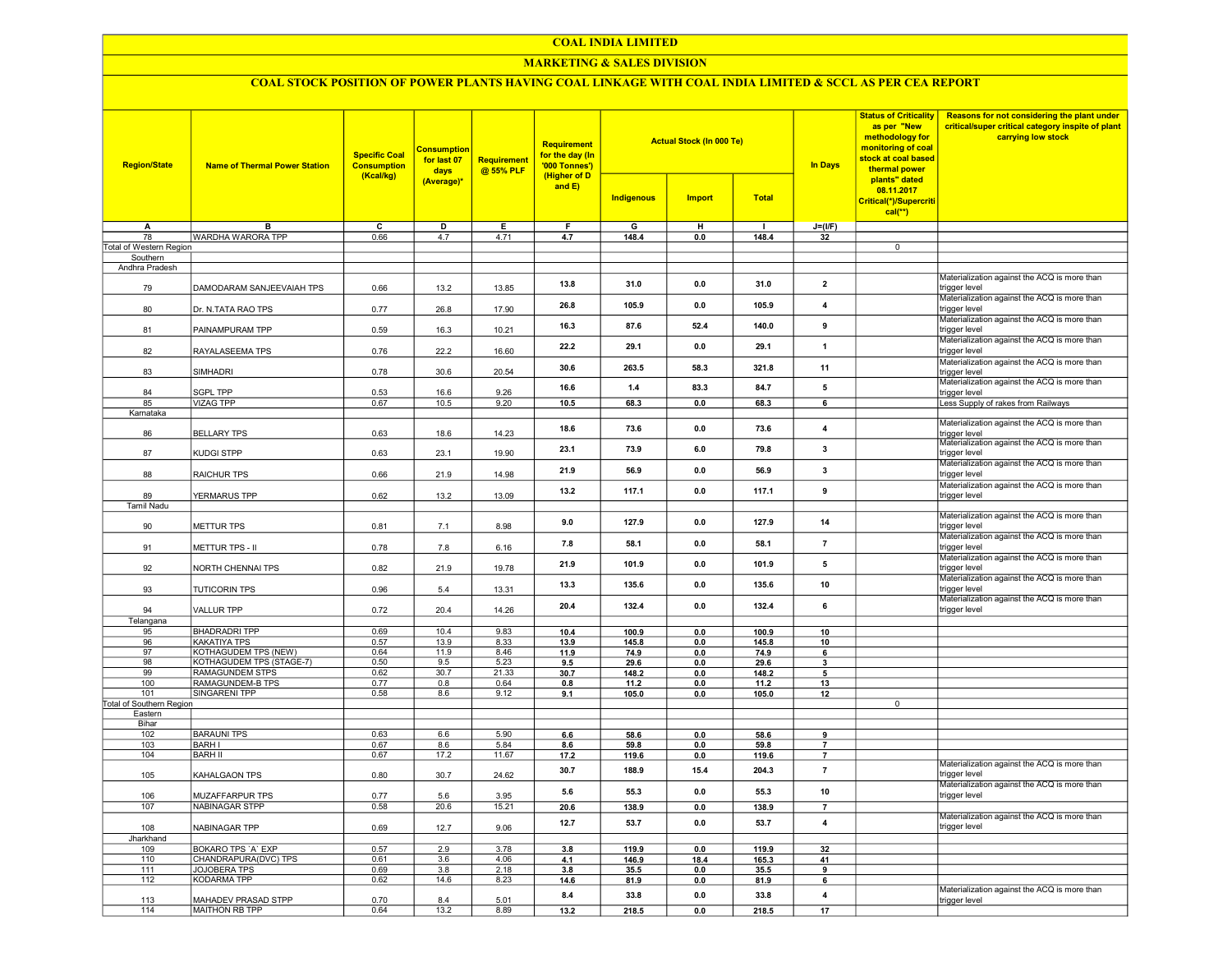# COAL INDIA LIMITED

## MARKETING & SALES DIVISION

### COAL STOCK POSITION OF POWER PLANTS HAVING COAL LINKAGE WITH COAL INDIA LIMITED & SCCL AS PER CEA REPORT

| Region/State | Name of Thermal Power Station | Specific Coal Consumption (Kcal/kg) | Consumption for last 07 days (Average)* | Requirement @ 55% PLF | Requirement for the day (In '000 Tonnes') (Higher of D and E) | Actual Stock (In 000 Te) | | | In Days | Status of Criticality as per "New methodology for monitoring of coal stock at coal based thermal power plants" dated 08.11.2017 Critical(*)/Supercritical(**) | Reasons for not considering the plant under critical/super critical category inspite of plant carrying low stock |
|---|---|---|---|---|---|---|---|---|---|---|---|
| | | | | | | Indigenous | Import | Total | | | |
| A | B | C | D | E | F | G | H | I | J=(I/F) | | |
| 78 | WARDHA WARORA TPP | 0.66 | 4.7 | 4.71 | 4.7 | 148.4 | 0.0 | 148.4 | 32 | | |
| Total of Western Region | | | | | | | | | | 0 | |
| Southern | | | | | | | | | | | |
| Andhra Pradesh | | | | | | | | | | | |
| 79 | DAMODARAM SANJEEVAIAH TPS | 0.66 | 13.2 | 13.85 | 13.8 | 31.0 | 0.0 | 31.0 | 2 | | Materialization against the ACQ is more than trigger level |
| 80 | Dr. N.TATA RAO TPS | 0.77 | 26.8 | 17.90 | 26.8 | 105.9 | 0.0 | 105.9 | 4 | | Materialization against the ACQ is more than trigger level |
| 81 | PAINAMPURAM TPP | 0.59 | 16.3 | 10.21 | 16.3 | 87.6 | 52.4 | 140.0 | 9 | | Materialization against the ACQ is more than trigger level |
| 82 | RAYALASEEMA TPS | 0.76 | 22.2 | 16.60 | 22.2 | 29.1 | 0.0 | 29.1 | 1 | | Materialization against the ACQ is more than trigger level |
| 83 | SIMHADRI | 0.78 | 30.6 | 20.54 | 30.6 | 263.5 | 58.3 | 321.8 | 11 | | Materialization against the ACQ is more than trigger level |
| 84 | SGPL TPP | 0.53 | 16.6 | 9.26 | 16.6 | 1.4 | 83.3 | 84.7 | 5 | | Materialization against the ACQ is more than trigger level |
| 85 | VIZAG TPP | 0.67 | 10.5 | 9.20 | 10.5 | 68.3 | 0.0 | 68.3 | 6 | | Less Supply of rakes from Railways |
| Karnataka | | | | | | | | | | | |
| 86 | BELLARY TPS | 0.63 | 18.6 | 14.23 | 18.6 | 73.6 | 0.0 | 73.6 | 4 | | Materialization against the ACQ is more than trigger level |
| 87 | KUDGI STPP | 0.63 | 23.1 | 19.90 | 23.1 | 73.9 | 6.0 | 79.8 | 3 | | Materialization against the ACQ is more than trigger level |
| 88 | RAICHUR TPS | 0.66 | 21.9 | 14.98 | 21.9 | 56.9 | 0.0 | 56.9 | 3 | | Materialization against the ACQ is more than trigger level |
| 89 | YERMARUS TPP | 0.62 | 13.2 | 13.09 | 13.2 | 117.1 | 0.0 | 117.1 | 9 | | Materialization against the ACQ is more than trigger level |
| Tamil Nadu | | | | | | | | | | | |
| 90 | METTUR TPS | 0.81 | 7.1 | 8.98 | 9.0 | 127.9 | 0.0 | 127.9 | 14 | | Materialization against the ACQ is more than trigger level |
| 91 | METTUR TPS - II | 0.78 | 7.8 | 6.16 | 7.8 | 58.1 | 0.0 | 58.1 | 7 | | Materialization against the ACQ is more than trigger level |
| 92 | NORTH CHENNAI TPS | 0.82 | 21.9 | 19.78 | 21.9 | 101.9 | 0.0 | 101.9 | 5 | | Materialization against the ACQ is more than trigger level |
| 93 | TUTICORIN TPS | 0.96 | 5.4 | 13.31 | 13.3 | 135.6 | 0.0 | 135.6 | 10 | | Materialization against the ACQ is more than trigger level |
| 94 | VALLUR TPP | 0.72 | 20.4 | 14.26 | 20.4 | 132.4 | 0.0 | 132.4 | 6 | | Materialization against the ACQ is more than trigger level |
| Telangana | | | | | | | | | | | |
| 95 | BHADRADRI TPP | 0.69 | 10.4 | 9.83 | 10.4 | 100.9 | 0.0 | 100.9 | 10 | | |
| 96 | KAKATIYA TPS | 0.57 | 13.9 | 8.33 | 13.9 | 145.8 | 0.0 | 145.8 | 10 | | |
| 97 | KOTHAGUDEM TPS (NEW) | 0.64 | 11.9 | 8.46 | 11.9 | 74.9 | 0.0 | 74.9 | 6 | | |
| 98 | KOTHAGUDEM TPS (STAGE-7) | 0.50 | 9.5 | 5.23 | 9.5 | 29.6 | 0.0 | 29.6 | 3 | | |
| 99 | RAMAGUNDEM STPS | 0.62 | 30.7 | 21.33 | 30.7 | 148.2 | 0.0 | 148.2 | 5 | | |
| 100 | RAMAGUNDEM-B TPS | 0.77 | 0.8 | 0.64 | 0.8 | 11.2 | 0.0 | 11.2 | 13 | | |
| 101 | SINGARENI TPP | 0.58 | 8.6 | 9.12 | 9.1 | 105.0 | 0.0 | 105.0 | 12 | | |
| Total of Southern Region | | | | | | | | | | 0 | |
| Eastern | | | | | | | | | | | |
| Bihar | | | | | | | | | | | |
| 102 | BARAUNI TPS | 0.63 | 6.6 | 5.90 | 6.6 | 58.6 | 0.0 | 58.6 | 9 | | |
| 103 | BARH I | 0.67 | 8.6 | 5.84 | 8.6 | 59.8 | 0.0 | 59.8 | 7 | | |
| 104 | BARH II | 0.67 | 17.2 | 11.67 | 17.2 | 119.6 | 0.0 | 119.6 | 7 | | |
| 105 | KAHALGAON TPS | 0.80 | 30.7 | 24.62 | 30.7 | 188.9 | 15.4 | 204.3 | 7 | | Materialization against the ACQ is more than trigger level |
| 106 | MUZAFFARPUR TPS | 0.77 | 5.6 | 3.95 | 5.6 | 55.3 | 0.0 | 55.3 | 10 | | Materialization against the ACQ is more than trigger level |
| 107 | NABINAGAR STPP | 0.58 | 20.6 | 15.21 | 20.6 | 138.9 | 0.0 | 138.9 | 7 | | |
| 108 | NABINAGAR TPP | 0.69 | 12.7 | 9.06 | 12.7 | 53.7 | 0.0 | 53.7 | 4 | | Materialization against the ACQ is more than trigger level |
| Jharkhand | | | | | | | | | | | |
| 109 | BOKARO TPS `A` EXP | 0.57 | 2.9 | 3.78 | 3.8 | 119.9 | 0.0 | 119.9 | 32 | | |
| 110 | CHANDRAPURA(DVC) TPS | 0.61 | 3.6 | 4.06 | 4.1 | 146.9 | 18.4 | 165.3 | 41 | | |
| 111 | JOJOBERA TPS | 0.69 | 3.8 | 2.18 | 3.8 | 35.5 | 0.0 | 35.5 | 9 | | |
| 112 | KODARMA TPP | 0.62 | 14.6 | 8.23 | 14.6 | 81.9 | 0.0 | 81.9 | 6 | | |
| 113 | MAHADEV PRASAD STPP | 0.70 | 8.4 | 5.01 | 8.4 | 33.8 | 0.0 | 33.8 | 4 | | Materialization against the ACQ is more than trigger level |
| 114 | MAITHON RB TPP | 0.64 | 13.2 | 8.89 | 13.2 | 218.5 | 0.0 | 218.5 | 17 | | |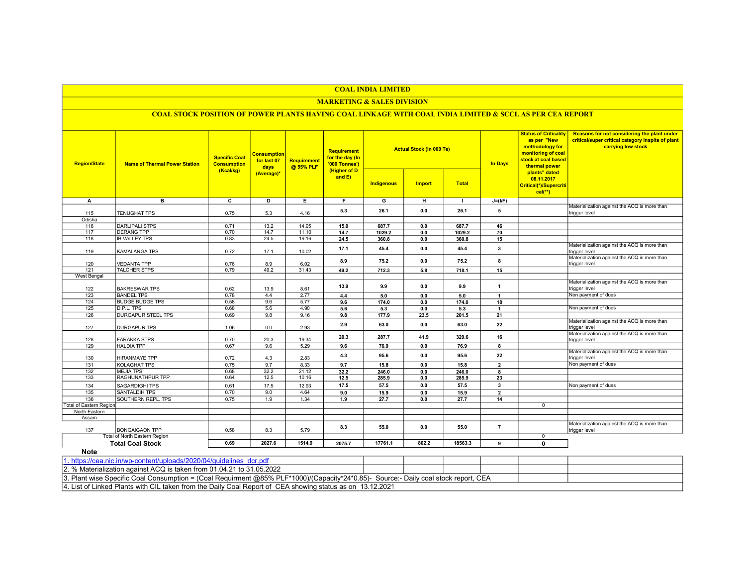**COAL INDIA LIMITED**

**MARKETING & SALES DIVISION**

**COAL STOCK POSITION OF POWER PLANTS HAVING COAL LINKAGE WITH COAL INDIA LIMITED & SCCL AS PER CEA REPORT**

| Region/State | Name of Thermal Power Station | Specific Coal Consumption (Kcal/kg) | Consumption for last 07 days (Average)* | Requirement @ 55% PLF | Requirement for the day (In '000 Tonnes') (Higher of D and E) | Actual Stock (In 000 Te) | | | In Days | Status of Criticality as per "New methodology for monitoring of coal stock at coal based thermal power plants" dated 08.11.2017 Critical(*)/Supercritical(**) | Reasons for not considering the plant under critical/super critical category inspite of plant carrying low stock |
|---|---|---|---|---|---|---|---|---|---|---|---|
| | | | | | | Indigenous | Import | Total | | | |
| A | B | C | D | E | F | G | H | I | J=(I/F) | | |
| 115 | TENUGHAT TPS | 0.75 | 5.3 | 4.16 | 5.3 | 26.1 | 0.0 | 26.1 | 5 | | Materialization against the ACQ is more than trigger level |
| Odisha | | | | | | | | | | | |
| 116 | DARLIPALI STPS | 0.71 | 13.2 | 14.95 | 15.0 | 687.7 | 0.0 | 687.7 | 46 | | |
| 117 | DERANG TPP | 0.70 | 14.7 | 11.10 | 14.7 | 1029.2 | 0.0 | 1029.2 | 70 | | |
| 118 | IB VALLEY TPS | 0.83 | 24.5 | 19.16 | 24.5 | 360.8 | 0.0 | 360.8 | 15 | | |
| 119 | KAMALANGA TPS | 0.72 | 17.1 | 10.02 | 17.1 | 45.4 | 0.0 | 45.4 | 3 | | Materialization against the ACQ is more than trigger level |
| 120 | VEDANTA TPP | 0.76 | 8.9 | 6.02 | 8.9 | 75.2 | 0.0 | 75.2 | 8 | | Materialization against the ACQ is more than trigger level |
| 121 | TALCHER STPS | 0.79 | 49.2 | 31.43 | 49.2 | 712.3 | 5.8 | 718.1 | 15 | | |
| West Bengal | | | | | | | | | | | |
| 122 | BAKRESWAR TPS | 0.62 | 13.9 | 8.61 | 13.9 | 9.9 | 0.0 | 9.9 | 1 | | Materialization against the ACQ is more than trigger level |
| 123 | BANDEL TPS | 0.78 | 4.4 | 2.77 | 4.4 | 5.0 | 0.0 | 5.0 | 1 | | Non payment of dues |
| 124 | BUDGE BUDGE TPS | 0.58 | 9.6 | 5.77 | 9.6 | 174.0 | 0.0 | 174.0 | 18 | | |
| 125 | D.P.L. TPS | 0.68 | 5.6 | 4.90 | 5.6 | 5.3 | 0.0 | 5.3 | 1 | | Non payment of dues |
| 126 | DURGAPUR STEEL TPS | 0.69 | 9.8 | 9.16 | 9.8 | 177.9 | 23.5 | 201.5 | 21 | | |
| 127 | DURGAPUR TPS | 1.06 | 0.0 | 2.93 | 2.9 | 63.0 | 0.0 | 63.0 | 22 | | Materialization against the ACQ is more than trigger level |
| 128 | FARAKKA STPS | 0.70 | 20.3 | 19.34 | 20.3 | 287.7 | 41.9 | 329.6 | 16 | | Materialization against the ACQ is more than trigger level |
| 129 | HALDIA TPP | 0.67 | 9.6 | 5.29 | 9.6 | 76.9 | 0.0 | 76.9 | 8 | | |
| 130 | HIRANMAYE TPP | 0.72 | 4.3 | 2.83 | 4.3 | 95.6 | 0.0 | 95.6 | 22 | | Materialization against the ACQ is more than trigger level |
| 131 | KOLAGHAT TPS | 0.75 | 9.7 | 8.33 | 9.7 | 15.8 | 0.0 | 15.8 | 2 | | Non payment of dues |
| 132 | MEJIA TPS | 0.68 | 32.2 | 21.12 | 32.2 | 246.0 | 0.0 | 246.0 | 8 | | |
| 133 | RAGHUNATHPUR TPP | 0.64 | 12.5 | 10.16 | 12.5 | 285.9 | 0.0 | 285.9 | 23 | | |
| 134 | SAGARDIGHI TPS | 0.61 | 17.5 | 12.93 | 17.5 | 57.5 | 0.0 | 57.5 | 3 | | Non payment of dues |
| 135 | SANTALDIH TPS | 0.70 | 9.0 | 4.64 | 9.0 | 15.9 | 0.0 | 15.9 | 2 | | |
| 136 | SOUTHERN REPL. TPS | 0.75 | 1.9 | 1.34 | 1.9 | 27.7 | 0.0 | 27.7 | 14 | | |
| Total of Eastern Region | | | | | | | | | | 0 | |
| North Eastern | | | | | | | | | | | |
| Assam | | | | | | | | | | | |
| 137 | BONGAIGAON TPP | 0.58 | 8.3 | 5.79 | 8.3 | 55.0 | 0.0 | 55.0 | 7 | | Materialization against the ACQ is more than trigger level |
| Total of North Eastern Region | | | | | | | | | | 0 | |
| **Total Coal Stock** | | 0.69 | 2027.6 | 1514.9 | 2075.7 | 17761.1 | 802.2 | 18563.3 | 9 | 0 | |

**Note**

1. https://cea.nic.in/wp-content/uploads/2020/04/guidelines_dcr.pdf
2. % Materialization against ACQ is taken from 01.04.21 to 31.05.2022
3. Plant wise Specific Coal Consumption = (Coal Requirment @85% PLF*1000)/(Capacity*24*0.85)- Source:- Daily coal stock report, CEA
4. List of Linked Plants with CIL taken from the Daily Coal Report of CEA showing status as on 13.12.2021